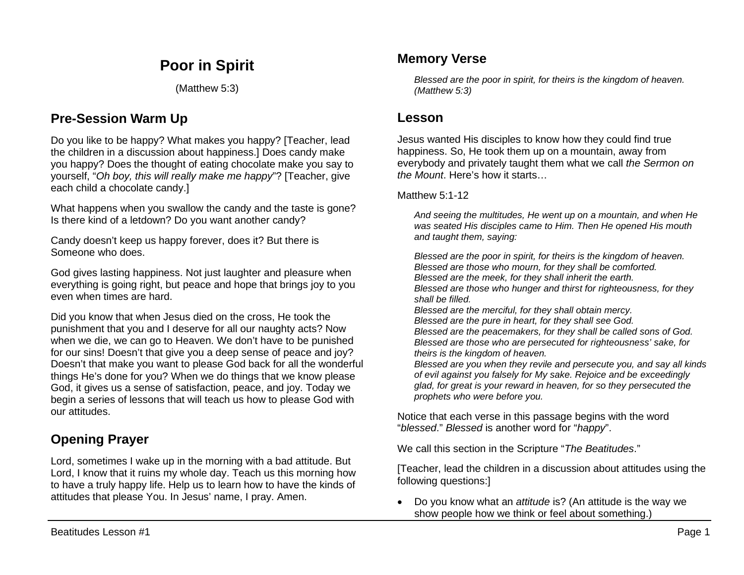# Poor in Spirit

(Matthew 5:3)

## Pre-Session Warm Up

Do you like to be happy? What makes you happy? [Teacher, lead the children in a discussion about happiness.] Does candy make you happy? Does the thought of eating chocolate make you say to yourself, "*Oh boy, this will really make me happy*"? [Teacher, give each child a chocolate candy.]

What happens when you swallow the candy and the taste is gone? Is there kind of a letdown? Do you want another candy?

Candy doesn't keep us happy forever, does it? But there is Someone who does.

God gives lasting happiness. Not just laughter and pleasure when everything is going right, but peace and hope that brings joy to you even when times are hard.

Did you know that when Jesus died on the cross, He took the punishment that you and I deserve for all our naughty acts? Now when we die, we can go to Heaven. We don't have to be punished for our sins! Doesn't that give you a deep sense of peace and joy? Doesn't that make you want to please God back for all the wonderful things He's done for you? When we do things that we know please God, it gives us a sense of satisfaction, peace, and joy. Today we begin a series of lessons that will teach us how to please God with our attitudes.

## Opening Prayer

Lord, sometimes I wake up in the morning with a bad attitude. But Lord, I know that it ruins my whole day. Teach us this morning how to have a truly happy life. Help us to learn how to have the kinds of attitudes that please You. In Jesus' name, I pray. Amen.

## Memory Verse

> *Blessed are the poor in spirit, for theirs is the kingdom of heaven. (Matthew 5:3)*

## Lesson

Jesus wanted His disciples to know how they could find true happiness. So, He took them up on a mountain, away from everybody and privately taught them what we call *the Sermon on the Mount*. Here's how it starts…

Matthew 5:1-12

> *And seeing the multitudes, He went up on a mountain, and when He was seated His disciples came to Him. Then He opened His mouth and taught them, saying:*
>
> *Blessed are the poor in spirit, for theirs is the kingdom of heaven.*
> *Blessed are those who mourn, for they shall be comforted.*
> *Blessed are the meek, for they shall inherit the earth.*
> *Blessed are those who hunger and thirst for righteousness, for they shall be filled.*
> *Blessed are the merciful, for they shall obtain mercy.*
> *Blessed are the pure in heart, for they shall see God.*
> *Blessed are the peacemakers, for they shall be called sons of God.*
> *Blessed are those who are persecuted for righteousness' sake, for theirs is the kingdom of heaven.*
> *Blessed are you when they revile and persecute you, and say all kinds of evil against you falsely for My sake. Rejoice and be exceedingly glad, for great is your reward in heaven, for so they persecuted the prophets who were before you.*

Notice that each verse in this passage begins with the word "*blessed*." *Blessed* is another word for "*happy*".

We call this section in the Scripture "*The Beatitudes*."

[Teacher, lead the children in a discussion about attitudes using the following questions:]

- Do you know what an *attitude* is? (An attitude is the way we show people how we think or feel about something.)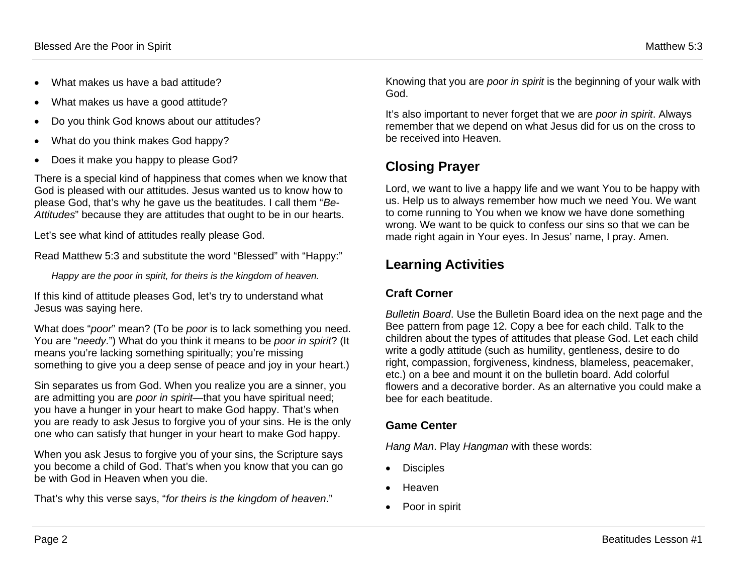- What makes us have a bad attitude?
- What makes us have a good attitude?
- Do you think God knows about our attitudes?
- What do you think makes God happy?
- Does it make you happy to please God?

There is a special kind of happiness that comes when we know that God is pleased with our attitudes. Jesus wanted us to know how to please God, that's why he gave us the beatitudes. I call them "*Be-Attitudes*" because they are attitudes that ought to be in our hearts.

Let's see what kind of attitudes really please God.

Read Matthew 5:3 and substitute the word "Blessed" with "Happy:"

> *Happy are the poor in spirit, for theirs is the kingdom of heaven.*

If this kind of attitude pleases God, let's try to understand what Jesus was saying here.

What does "*poor*" mean? (To be *poor* is to lack something you need. You are "*needy*.") What do you think it means to be *poor in spirit*? (It means you're lacking something spiritually; you're missing something to give you a deep sense of peace and joy in your heart.)

Sin separates us from God. When you realize you are a sinner, you are admitting you are *poor in spirit*—that you have spiritual need; you have a hunger in your heart to make God happy. That's when you are ready to ask Jesus to forgive you of your sins. He is the only one who can satisfy that hunger in your heart to make God happy.

When you ask Jesus to forgive you of your sins, the Scripture says you become a child of God. That's when you know that you can go be with God in Heaven when you die.

That's why this verse says, "*for theirs is the kingdom of heaven*."

Knowing that you are *poor in spirit* is the beginning of your walk with God.

It's also important to never forget that we are *poor in spirit*. Always remember that we depend on what Jesus did for us on the cross to be received into Heaven.

## Closing Prayer

Lord, we want to live a happy life and we want You to be happy with us. Help us to always remember how much we need You. We want to come running to You when we know we have done something wrong. We want to be quick to confess our sins so that we can be made right again in Your eyes. In Jesus' name, I pray. Amen.

## Learning Activities

### Craft Corner

*Bulletin Board*. Use the Bulletin Board idea on the next page and the Bee pattern from page 12. Copy a bee for each child. Talk to the children about the types of attitudes that please God. Let each child write a godly attitude (such as humility, gentleness, desire to do right, compassion, forgiveness, kindness, blameless, peacemaker, etc.) on a bee and mount it on the bulletin board. Add colorful flowers and a decorative border. As an alternative you could make a bee for each beatitude.

### Game Center

*Hang Man*. Play *Hangman* with these words:

- Disciples
- Heaven
- Poor in spirit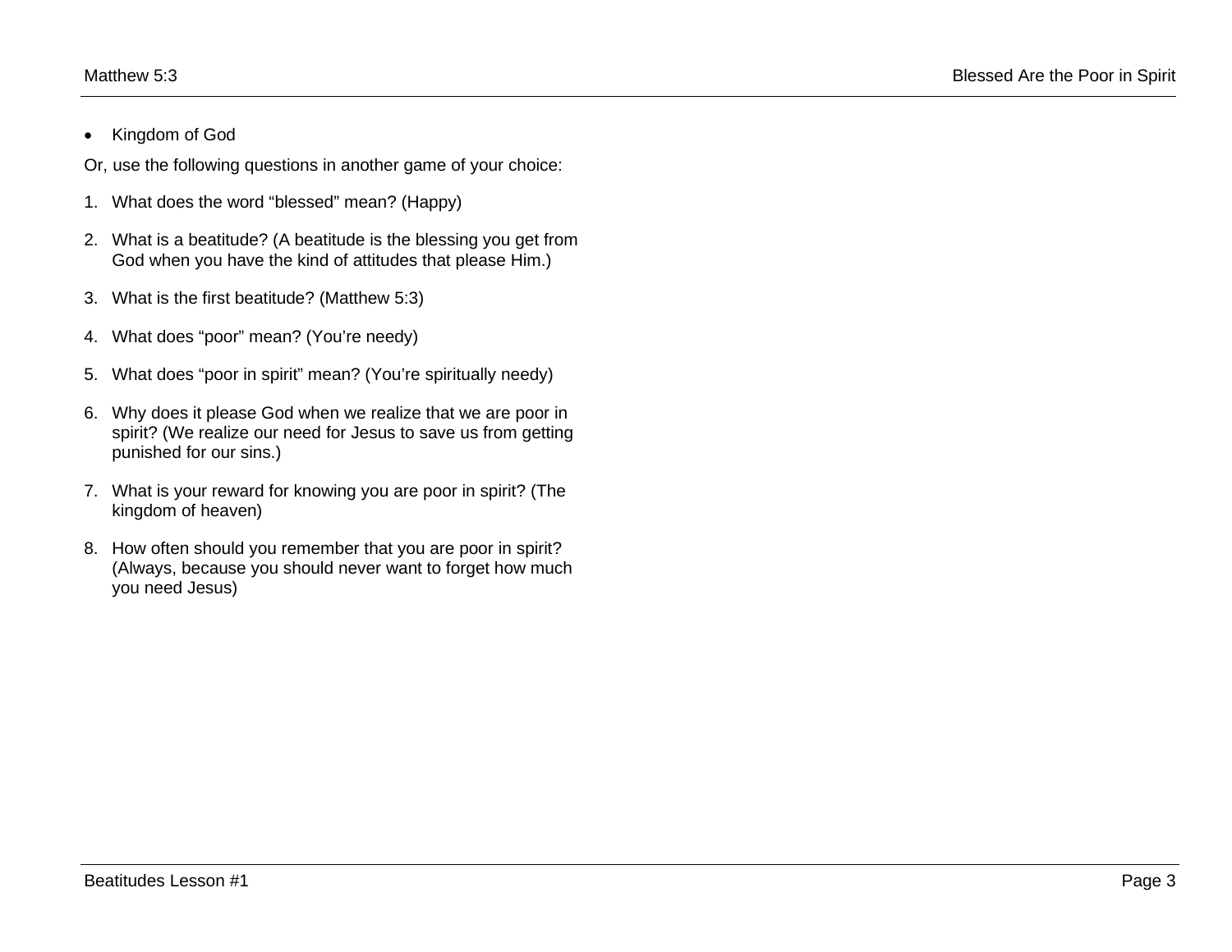- Kingdom of God

Or, use the following questions in another game of your choice:

1. What does the word “blessed” mean? (Happy)
2. What is a beatitude? (A beatitude is the blessing you get from God when you have the kind of attitudes that please Him.)
3. What is the first beatitude? (Matthew 5:3)
4. What does “poor” mean? (You’re needy)
5. What does “poor in spirit” mean? (You’re spiritually needy)
6. Why does it please God when we realize that we are poor in spirit? (We realize our need for Jesus to save us from getting punished for our sins.)
7. What is your reward for knowing you are poor in spirit? (The kingdom of heaven)
8. How often should you remember that you are poor in spirit? (Always, because you should never want to forget how much you need Jesus)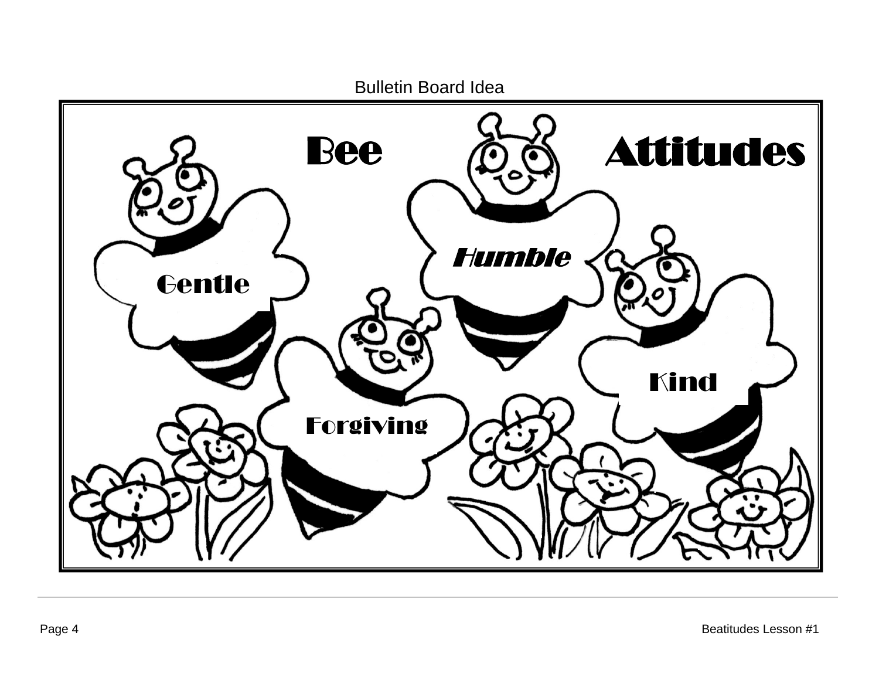Bulletin Board Idea

Bee Attitudes

Gentle

Humble

Forgiving

Kind